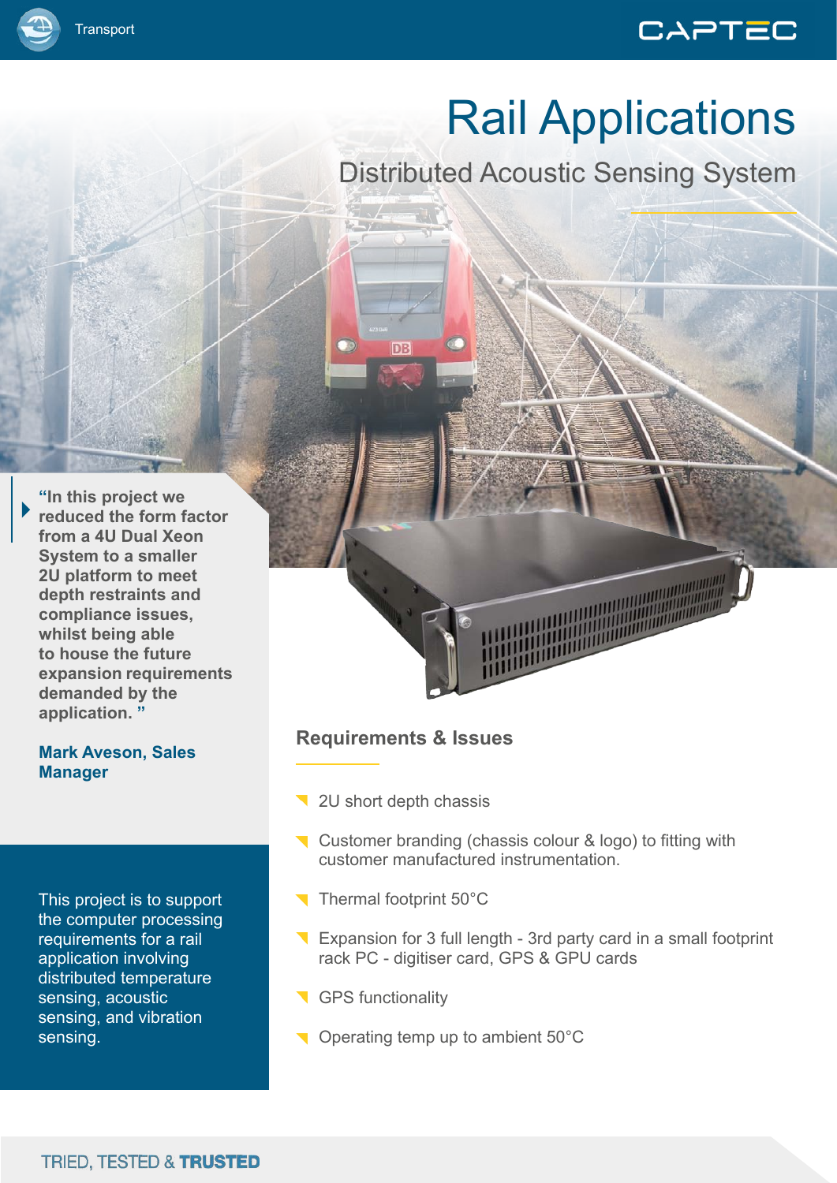# Rail Applications

## Distributed Acoustic Sensing System

**"In this project we reduced the form factor from a 4U Dual Xeon System to a smaller 2U platform to meet depth restraints and compliance issues, whilst being able to house the future expansion requirements demanded by the application. "**

**Mark Aveson, Sales Manager**

This project is to support the computer processing requirements for a rail application involving distributed temperature sensing, acoustic sensing, and vibration sensing.

## Requirements & Issues

- 2U short depth chassis
- Customer branding (chassis colour & logo) to fitting with customer manufactured instrumentation.
- Thermal footprint 50°C
- Expansion for 3 full length - 3rd party card in a small footprint rack PC - digitiser card, GPS & GPU cards
- GPS functionality
- Operating temp up to ambient 50°C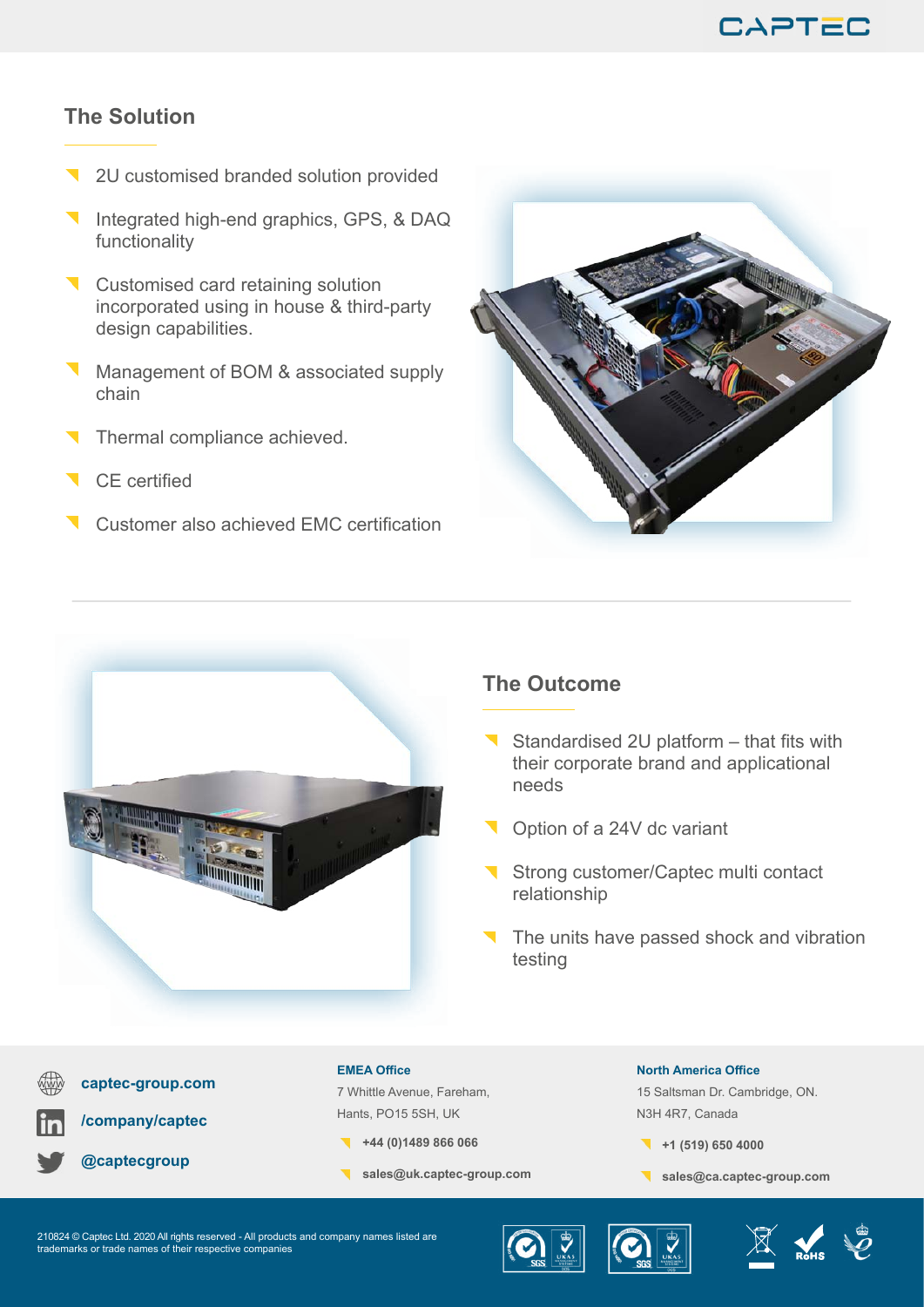## The Solution

- 2U customised branded solution provided
- Integrated high-end graphics, GPS, & DAQ functionality
- Customised card retaining solution incorporated using in house & third-party design capabilities.
- Management of BOM & associated supply chain
- Thermal compliance achieved.
- CE certified
- Customer also achieved EMC certification

## The Outcome

- Standardised 2U platform – that fits with their corporate brand and applicational needs
- Option of a 24V dc variant
- Strong customer/Captec multi contact relationship
- The units have passed shock and vibration testing

**captec-group.com**

**/company/captec**

**@captecgroup**

**EMEA Office**

7 Whittle Avenue, Fareham,
Hants, PO15 5SH, UK

- **+44 (0)1489 866 066**
- **sales@uk.captec-group.com**

**North America Office**

15 Saltsman Dr. Cambridge, ON.
N3H 4R7, Canada

- **+1 (519) 650 4000**
- **sales@ca.captec-group.com**

210824 © Captec Ltd. 2020 All rights reserved - All products and company names listed are trademarks or trade names of their respective companies